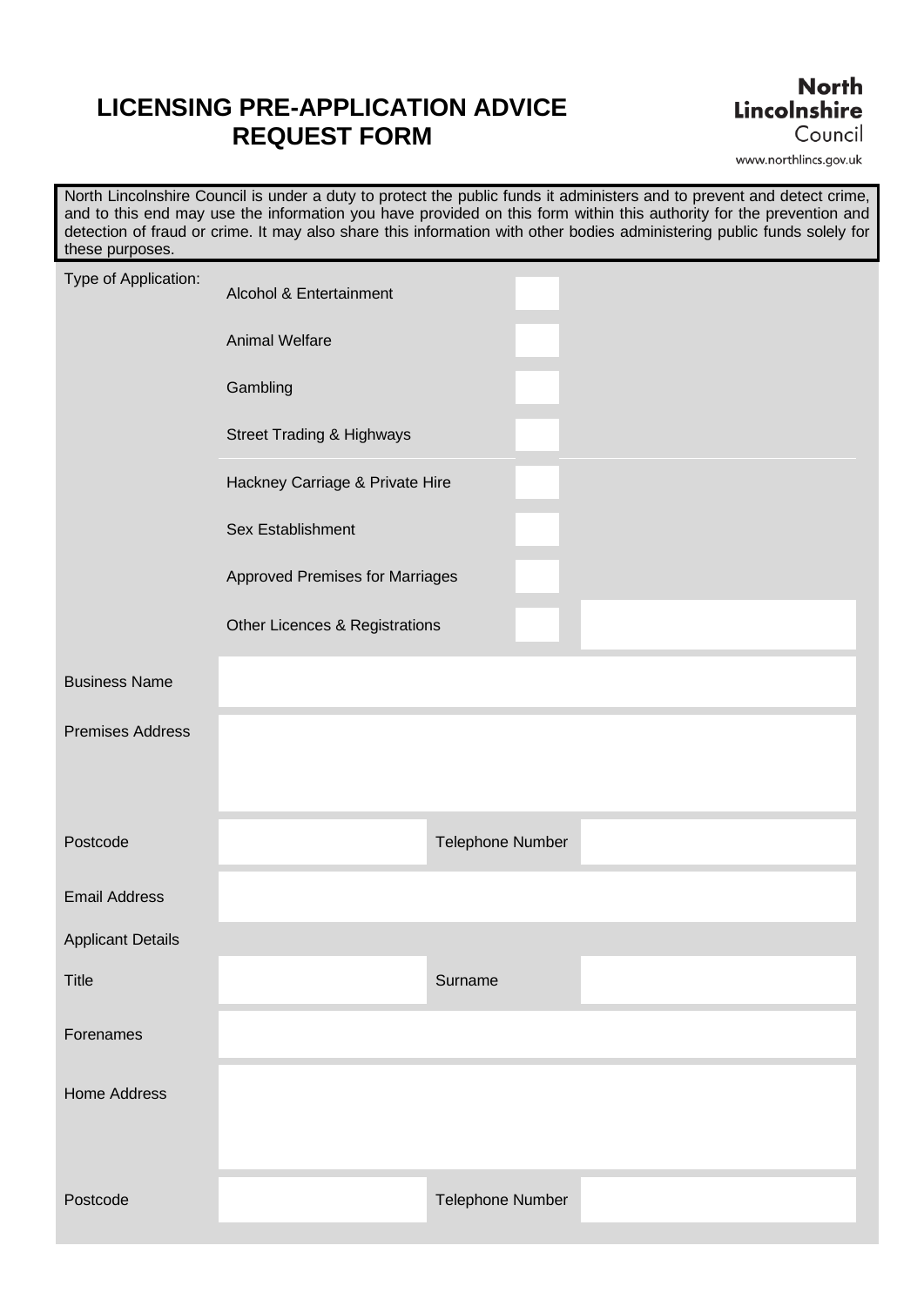# LICENSING PRE-APPLICATION ADVICE REQUEST FORM

**North Lincolnshire Council**
www.northlincs.gov.uk

North Lincolnshire Council is under a duty to protect the public funds it administers and to prevent and detect crime, and to this end may use the information you have provided on this form within this authority for the prevention and detection of fraud or crime. It may also share this information with other bodies administering public funds solely for these purposes.

| Type of Application: | | |
|---|---|---|
| | Alcohol & Entertainment | |
| | Animal Welfare | |
| | Gambling | |
| | Street Trading & Highways | |
| | Hackney Carriage & Private Hire | |
| | Sex Establishment | |
| | Approved Premises for Marriages | |
| | Other Licences & Registrations | |

| | | | |
|---|---|---|---|
| Business Name | | | |
| Premises Address | | | |
| Postcode | | Telephone Number | |
| Email Address | | | |
| Applicant Details | | | |
| Title | | Surname | |
| Forenames | | | |
| Home Address | | | |
| Postcode | | Telephone Number | |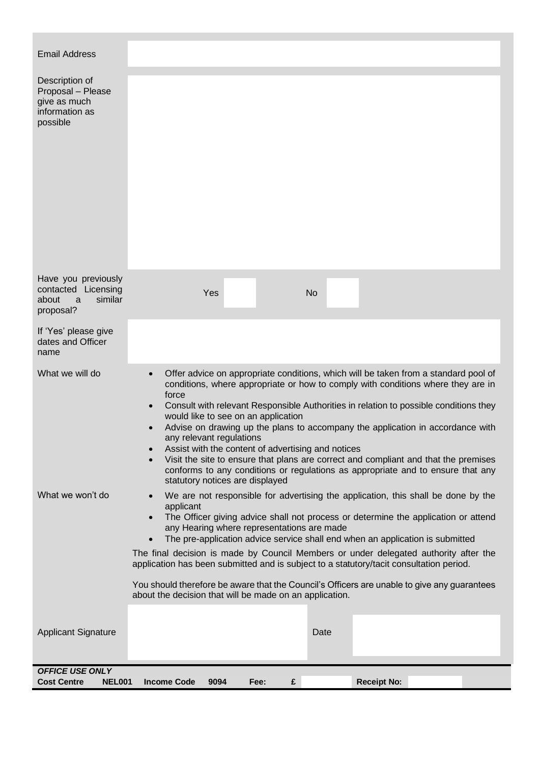| | |
|---|---|
| Email Address | |
| Description of Proposal – Please give as much information as possible | |
| Have you previously contacted Licensing about a similar proposal? | Yes ☐ No ☐ |
| If 'Yes' please give dates and Officer name | |

**What we will do**

- Offer advice on appropriate conditions, which will be taken from a standard pool of conditions, where appropriate or how to comply with conditions where they are in force
- Consult with relevant Responsible Authorities in relation to possible conditions they would like to see on an application
- Advise on drawing up the plans to accompany the application in accordance with any relevant regulations
- Assist with the content of advertising and notices
- Visit the site to ensure that plans are correct and compliant and that the premises conforms to any conditions or regulations as appropriate and to ensure that any statutory notices are displayed

**What we won't do**

- We are not responsible for advertising the application, this shall be done by the applicant
- The Officer giving advice shall not process or determine the application or attend any Hearing where representations are made
- The pre-application advice service shall end when an application is submitted

The final decision is made by Council Members or under delegated authority after the application has been submitted and is subject to a statutory/tacit consultation period.

You should therefore be aware that the Council's Officers are unable to give any guarantees about the decision that will be made on an application.

| | | | |
|---|---|---|---|
| Applicant Signature | | Date | |

***OFFICE USE ONLY***

| | | | | | | | |
|---|---|---|---|---|---|---|---|
| **Cost Centre** | **NEL001** | **Income Code** | **9094** | **Fee:** | **£** | **Receipt No:** | |